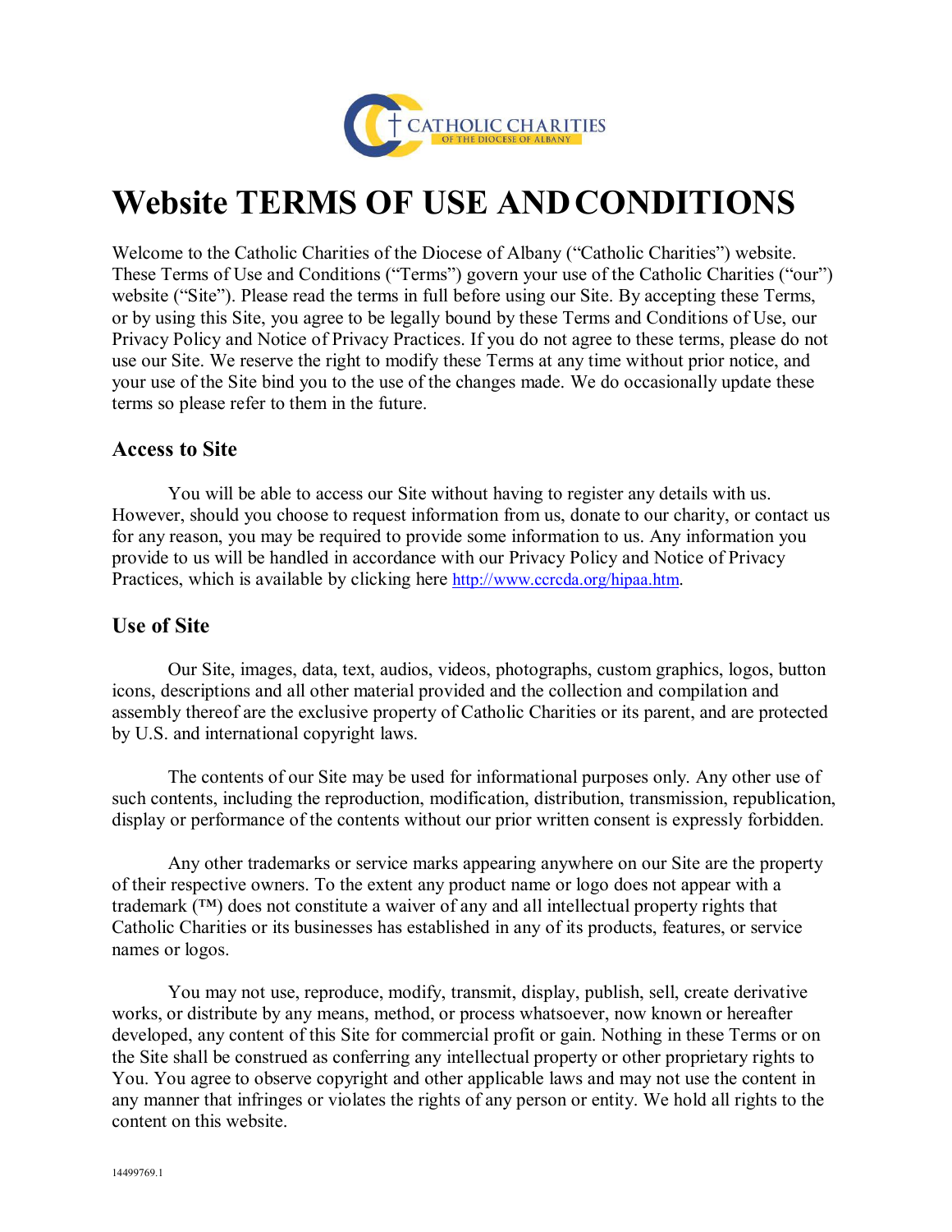CATHOLIC CHARITIES
OF THE DIOCESE OF ALBANY

# Website TERMS OF USE AND CONDITIONS

Welcome to the Catholic Charities of the Diocese of Albany ("Catholic Charities") website. These Terms of Use and Conditions ("Terms") govern your use of the Catholic Charities ("our") website ("Site"). Please read the terms in full before using our Site. By accepting these Terms, or by using this Site, you agree to be legally bound by these Terms and Conditions of Use, our Privacy Policy and Notice of Privacy Practices. If you do not agree to these terms, please do not use our Site. We reserve the right to modify these Terms at any time without prior notice, and your use of the Site bind you to the use of the changes made. We do occasionally update these terms so please refer to them in the future.

## Access to Site

You will be able to access our Site without having to register any details with us. However, should you choose to request information from us, donate to our charity, or contact us for any reason, you may be required to provide some information to us. Any information you provide to us will be handled in accordance with our Privacy Policy and Notice of Privacy Practices, which is available by clicking here http://www.ccrcda.org/hipaa.htm.

## Use of Site

Our Site, images, data, text, audios, videos, photographs, custom graphics, logos, button icons, descriptions and all other material provided and the collection and compilation and assembly thereof are the exclusive property of Catholic Charities or its parent, and are protected by U.S. and international copyright laws.

The contents of our Site may be used for informational purposes only. Any other use of such contents, including the reproduction, modification, distribution, transmission, republication, display or performance of the contents without our prior written consent is expressly forbidden.

Any other trademarks or service marks appearing anywhere on our Site are the property of their respective owners. To the extent any product name or logo does not appear with a trademark (™) does not constitute a waiver of any and all intellectual property rights that Catholic Charities or its businesses has established in any of its products, features, or service names or logos.

You may not use, reproduce, modify, transmit, display, publish, sell, create derivative works, or distribute by any means, method, or process whatsoever, now known or hereafter developed, any content of this Site for commercial profit or gain. Nothing in these Terms or on the Site shall be construed as conferring any intellectual property or other proprietary rights to You. You agree to observe copyright and other applicable laws and may not use the content in any manner that infringes or violates the rights of any person or entity. We hold all rights to the content on this website.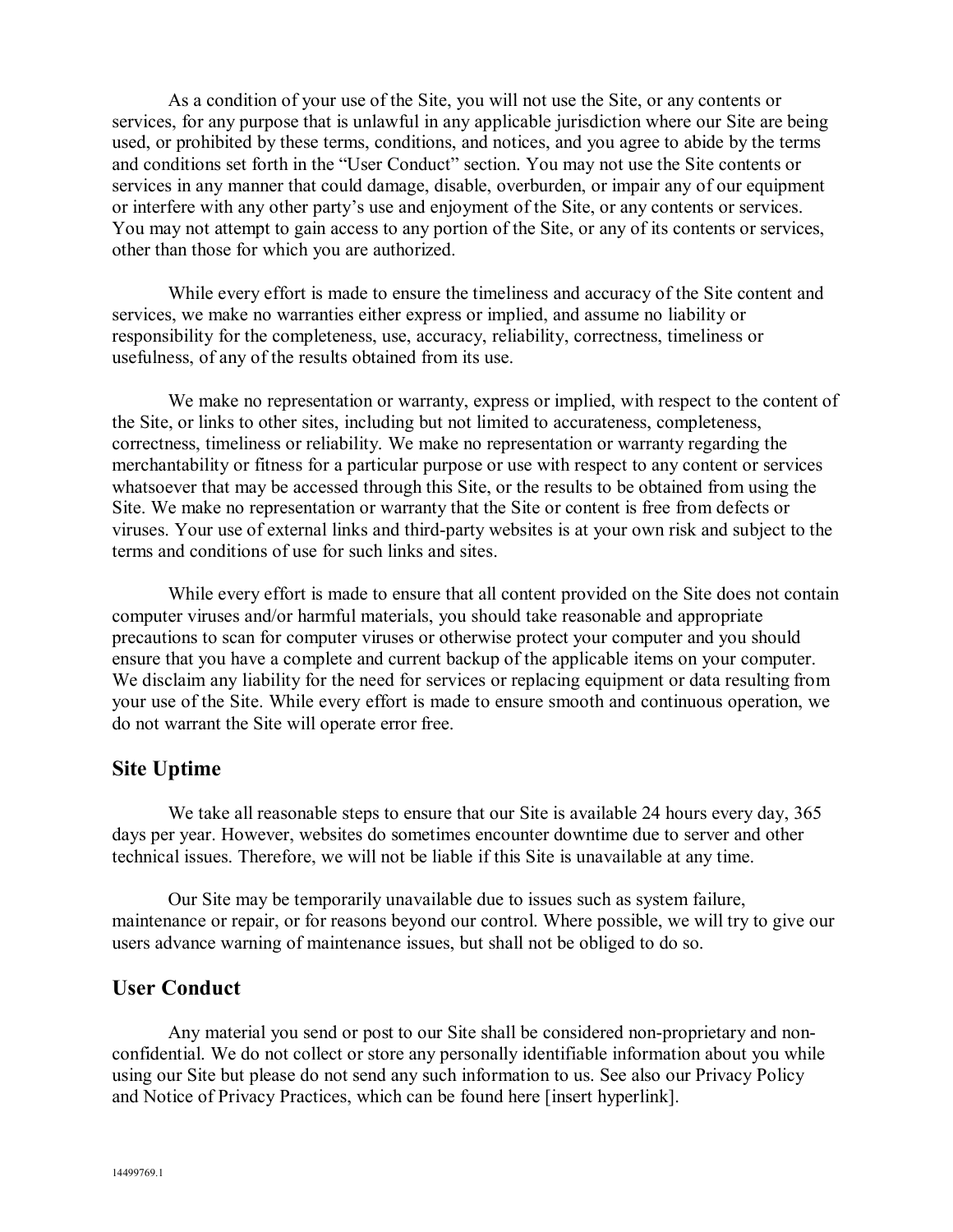As a condition of your use of the Site, you will not use the Site, or any contents or services, for any purpose that is unlawful in any applicable jurisdiction where our Site are being used, or prohibited by these terms, conditions, and notices, and you agree to abide by the terms and conditions set forth in the "User Conduct" section. You may not use the Site contents or services in any manner that could damage, disable, overburden, or impair any of our equipment or interfere with any other party's use and enjoyment of the Site, or any contents or services. You may not attempt to gain access to any portion of the Site, or any of its contents or services, other than those for which you are authorized.

While every effort is made to ensure the timeliness and accuracy of the Site content and services, we make no warranties either express or implied, and assume no liability or responsibility for the completeness, use, accuracy, reliability, correctness, timeliness or usefulness, of any of the results obtained from its use.

We make no representation or warranty, express or implied, with respect to the content of the Site, or links to other sites, including but not limited to accurateness, completeness, correctness, timeliness or reliability. We make no representation or warranty regarding the merchantability or fitness for a particular purpose or use with respect to any content or services whatsoever that may be accessed through this Site, or the results to be obtained from using the Site. We make no representation or warranty that the Site or content is free from defects or viruses. Your use of external links and third-party websites is at your own risk and subject to the terms and conditions of use for such links and sites.

While every effort is made to ensure that all content provided on the Site does not contain computer viruses and/or harmful materials, you should take reasonable and appropriate precautions to scan for computer viruses or otherwise protect your computer and you should ensure that you have a complete and current backup of the applicable items on your computer. We disclaim any liability for the need for services or replacing equipment or data resulting from your use of the Site. While every effort is made to ensure smooth and continuous operation, we do not warrant the Site will operate error free.

## Site Uptime

We take all reasonable steps to ensure that our Site is available 24 hours every day, 365 days per year. However, websites do sometimes encounter downtime due to server and other technical issues. Therefore, we will not be liable if this Site is unavailable at any time.

Our Site may be temporarily unavailable due to issues such as system failure, maintenance or repair, or for reasons beyond our control. Where possible, we will try to give our users advance warning of maintenance issues, but shall not be obliged to do so.

## User Conduct

Any material you send or post to our Site shall be considered non-proprietary and non-confidential. We do not collect or store any personally identifiable information about you while using our Site but please do not send any such information to us. See also our Privacy Policy and Notice of Privacy Practices, which can be found here [insert hyperlink].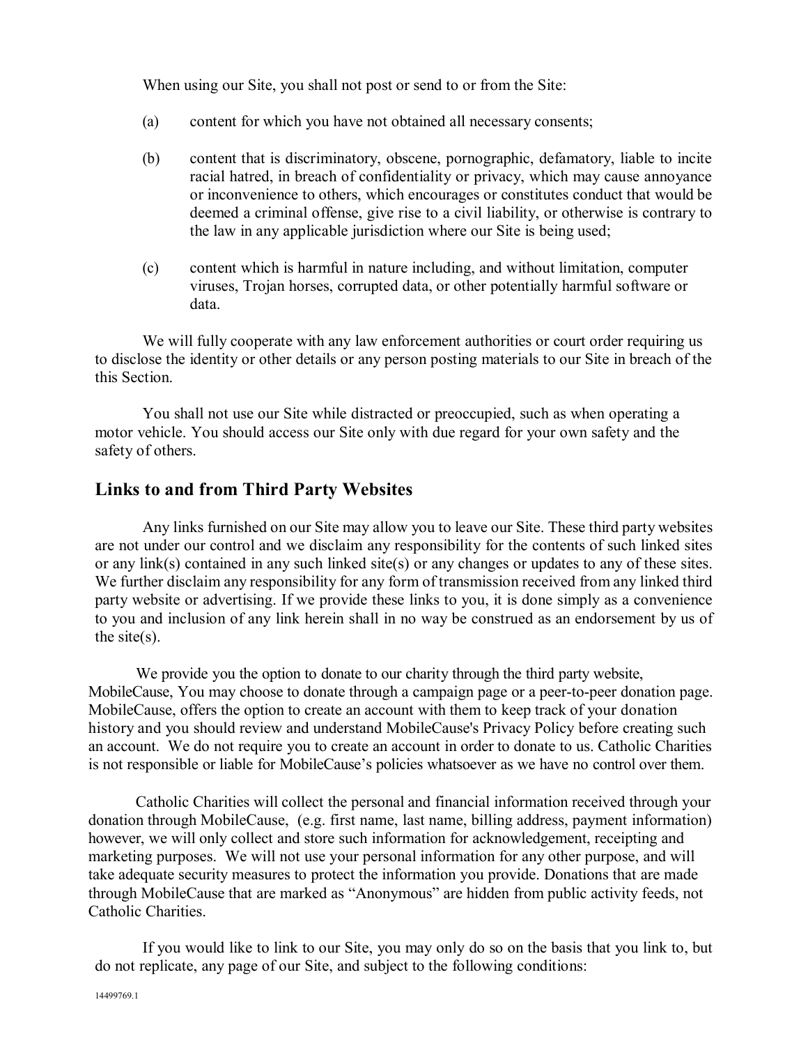When using our Site, you shall not post or send to or from the Site:

(a) content for which you have not obtained all necessary consents;

(b) content that is discriminatory, obscene, pornographic, defamatory, liable to incite racial hatred, in breach of confidentiality or privacy, which may cause annoyance or inconvenience to others, which encourages or constitutes conduct that would be deemed a criminal offense, give rise to a civil liability, or otherwise is contrary to the law in any applicable jurisdiction where our Site is being used;

(c) content which is harmful in nature including, and without limitation, computer viruses, Trojan horses, corrupted data, or other potentially harmful software or data.

We will fully cooperate with any law enforcement authorities or court order requiring us to disclose the identity or other details or any person posting materials to our Site in breach of the this Section.

You shall not use our Site while distracted or preoccupied, such as when operating a motor vehicle. You should access our Site only with due regard for your own safety and the safety of others.

## Links to and from Third Party Websites

Any links furnished on our Site may allow you to leave our Site. These third party websites are not under our control and we disclaim any responsibility for the contents of such linked sites or any link(s) contained in any such linked site(s) or any changes or updates to any of these sites. We further disclaim any responsibility for any form of transmission received from any linked third party website or advertising. If we provide these links to you, it is done simply as a convenience to you and inclusion of any link herein shall in no way be construed as an endorsement by us of the site(s).

We provide you the option to donate to our charity through the third party website, MobileCause, You may choose to donate through a campaign page or a peer-to-peer donation page. MobileCause, offers the option to create an account with them to keep track of your donation history and you should review and understand MobileCause's Privacy Policy before creating such an account. We do not require you to create an account in order to donate to us. Catholic Charities is not responsible or liable for MobileCause's policies whatsoever as we have no control over them.

Catholic Charities will collect the personal and financial information received through your donation through MobileCause, (e.g. first name, last name, billing address, payment information) however, we will only collect and store such information for acknowledgement, receipting and marketing purposes. We will not use your personal information for any other purpose, and will take adequate security measures to protect the information you provide. Donations that are made through MobileCause that are marked as "Anonymous" are hidden from public activity feeds, not Catholic Charities.

If you would like to link to our Site, you may only do so on the basis that you link to, but do not replicate, any page of our Site, and subject to the following conditions: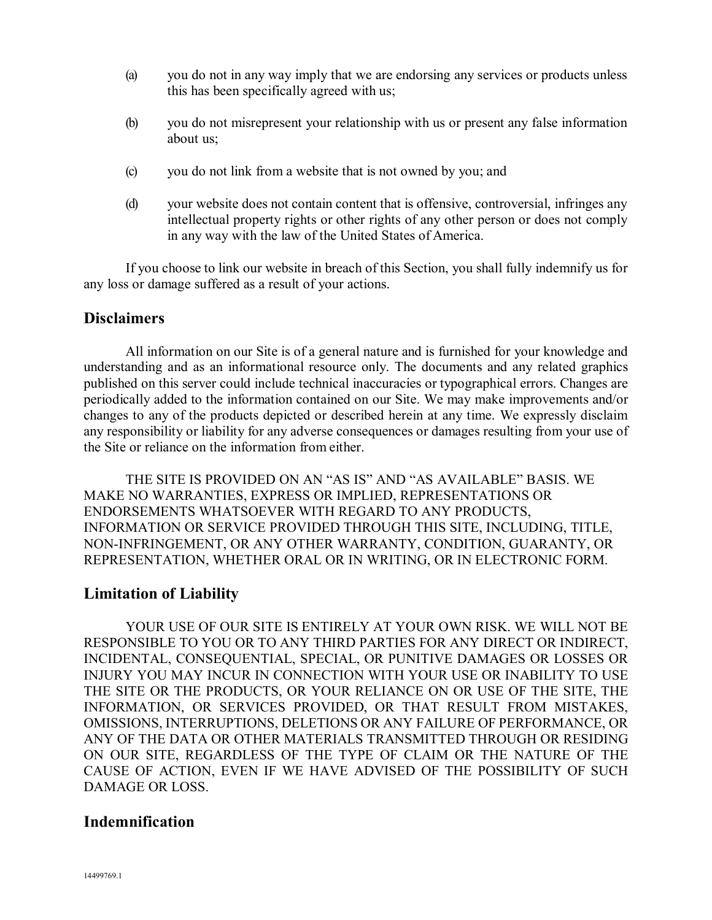(a) you do not in any way imply that we are endorsing any services or products unless this has been specifically agreed with us;

(b) you do not misrepresent your relationship with us or present any false information about us;

(c) you do not link from a website that is not owned by you; and

(d) your website does not contain content that is offensive, controversial, infringes any intellectual property rights or other rights of any other person or does not comply in any way with the law of the United States of America.

If you choose to link our website in breach of this Section, you shall fully indemnify us for any loss or damage suffered as a result of your actions.

## Disclaimers

All information on our Site is of a general nature and is furnished for your knowledge and understanding and as an informational resource only. The documents and any related graphics published on this server could include technical inaccuracies or typographical errors. Changes are periodically added to the information contained on our Site. We may make improvements and/or changes to any of the products depicted or described herein at any time. We expressly disclaim any responsibility or liability for any adverse consequences or damages resulting from your use of the Site or reliance on the information from either.

THE SITE IS PROVIDED ON AN "AS IS" AND "AS AVAILABLE" BASIS. WE MAKE NO WARRANTIES, EXPRESS OR IMPLIED, REPRESENTATIONS OR ENDORSEMENTS WHATSOEVER WITH REGARD TO ANY PRODUCTS, INFORMATION OR SERVICE PROVIDED THROUGH THIS SITE, INCLUDING, TITLE, NON-INFRINGEMENT, OR ANY OTHER WARRANTY, CONDITION, GUARANTY, OR REPRESENTATION, WHETHER ORAL OR IN WRITING, OR IN ELECTRONIC FORM.

## Limitation of Liability

YOUR USE OF OUR SITE IS ENTIRELY AT YOUR OWN RISK. WE WILL NOT BE RESPONSIBLE TO YOU OR TO ANY THIRD PARTIES FOR ANY DIRECT OR INDIRECT, INCIDENTAL, CONSEQUENTIAL, SPECIAL, OR PUNITIVE DAMAGES OR LOSSES OR INJURY YOU MAY INCUR IN CONNECTION WITH YOUR USE OR INABILITY TO USE THE SITE OR THE PRODUCTS, OR YOUR RELIANCE ON OR USE OF THE SITE, THE INFORMATION, OR SERVICES PROVIDED, OR THAT RESULT FROM MISTAKES, OMISSIONS, INTERRUPTIONS, DELETIONS OR ANY FAILURE OF PERFORMANCE, OR ANY OF THE DATA OR OTHER MATERIALS TRANSMITTED THROUGH OR RESIDING ON OUR SITE, REGARDLESS OF THE TYPE OF CLAIM OR THE NATURE OF THE CAUSE OF ACTION, EVEN IF WE HAVE ADVISED OF THE POSSIBILITY OF SUCH DAMAGE OR LOSS.

## Indemnification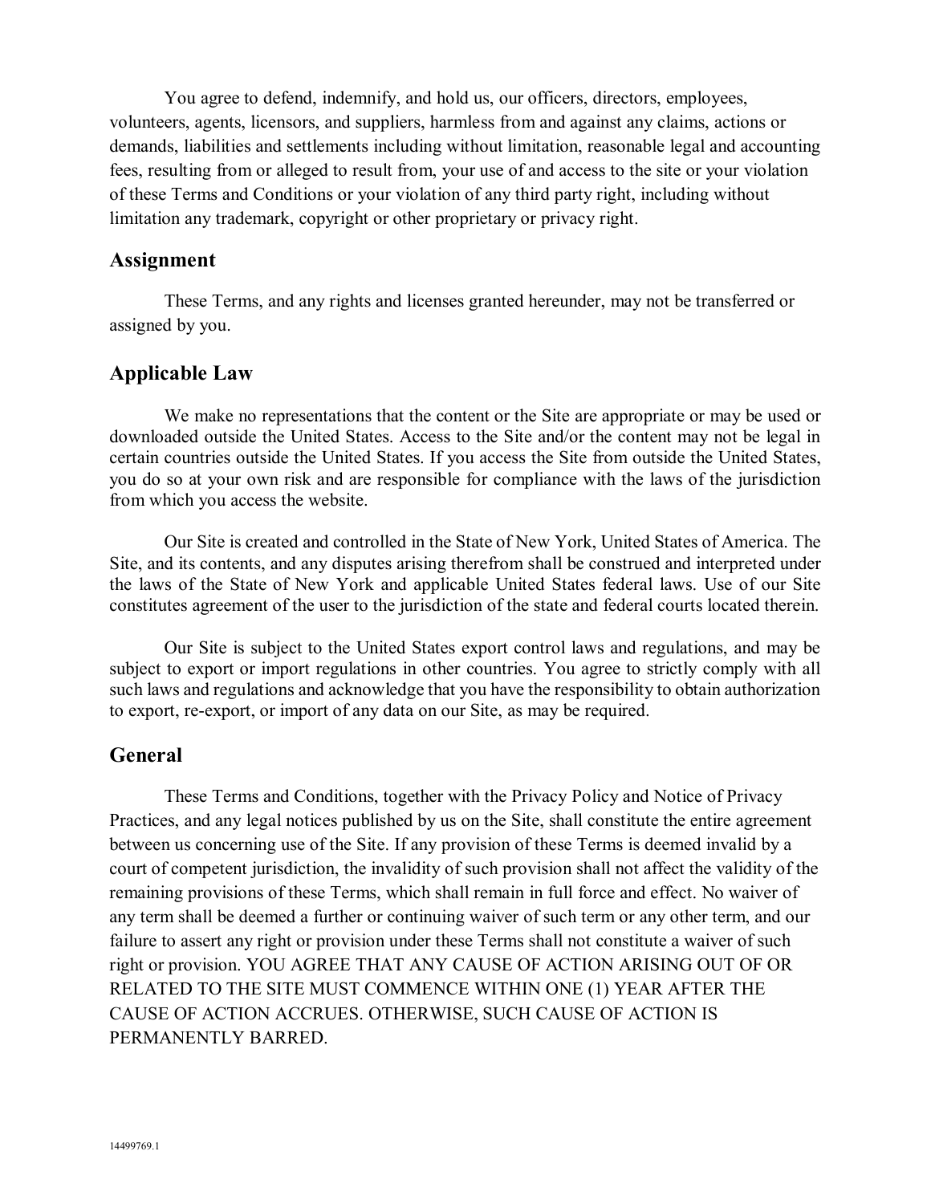You agree to defend, indemnify, and hold us, our officers, directors, employees, volunteers, agents, licensors, and suppliers, harmless from and against any claims, actions or demands, liabilities and settlements including without limitation, reasonable legal and accounting fees, resulting from or alleged to result from, your use of and access to the site or your violation of these Terms and Conditions or your violation of any third party right, including without limitation any trademark, copyright or other proprietary or privacy right.

## Assignment

These Terms, and any rights and licenses granted hereunder, may not be transferred or assigned by you.

## Applicable Law

We make no representations that the content or the Site are appropriate or may be used or downloaded outside the United States. Access to the Site and/or the content may not be legal in certain countries outside the United States. If you access the Site from outside the United States, you do so at your own risk and are responsible for compliance with the laws of the jurisdiction from which you access the website.

Our Site is created and controlled in the State of New York, United States of America. The Site, and its contents, and any disputes arising therefrom shall be construed and interpreted under the laws of the State of New York and applicable United States federal laws. Use of our Site constitutes agreement of the user to the jurisdiction of the state and federal courts located therein.

Our Site is subject to the United States export control laws and regulations, and may be subject to export or import regulations in other countries. You agree to strictly comply with all such laws and regulations and acknowledge that you have the responsibility to obtain authorization to export, re-export, or import of any data on our Site, as may be required.

## General

These Terms and Conditions, together with the Privacy Policy and Notice of Privacy Practices, and any legal notices published by us on the Site, shall constitute the entire agreement between us concerning use of the Site. If any provision of these Terms is deemed invalid by a court of competent jurisdiction, the invalidity of such provision shall not affect the validity of the remaining provisions of these Terms, which shall remain in full force and effect. No waiver of any term shall be deemed a further or continuing waiver of such term or any other term, and our failure to assert any right or provision under these Terms shall not constitute a waiver of such right or provision. YOU AGREE THAT ANY CAUSE OF ACTION ARISING OUT OF OR RELATED TO THE SITE MUST COMMENCE WITHIN ONE (1) YEAR AFTER THE CAUSE OF ACTION ACCRUES. OTHERWISE, SUCH CAUSE OF ACTION IS PERMANENTLY BARRED.

14499769.1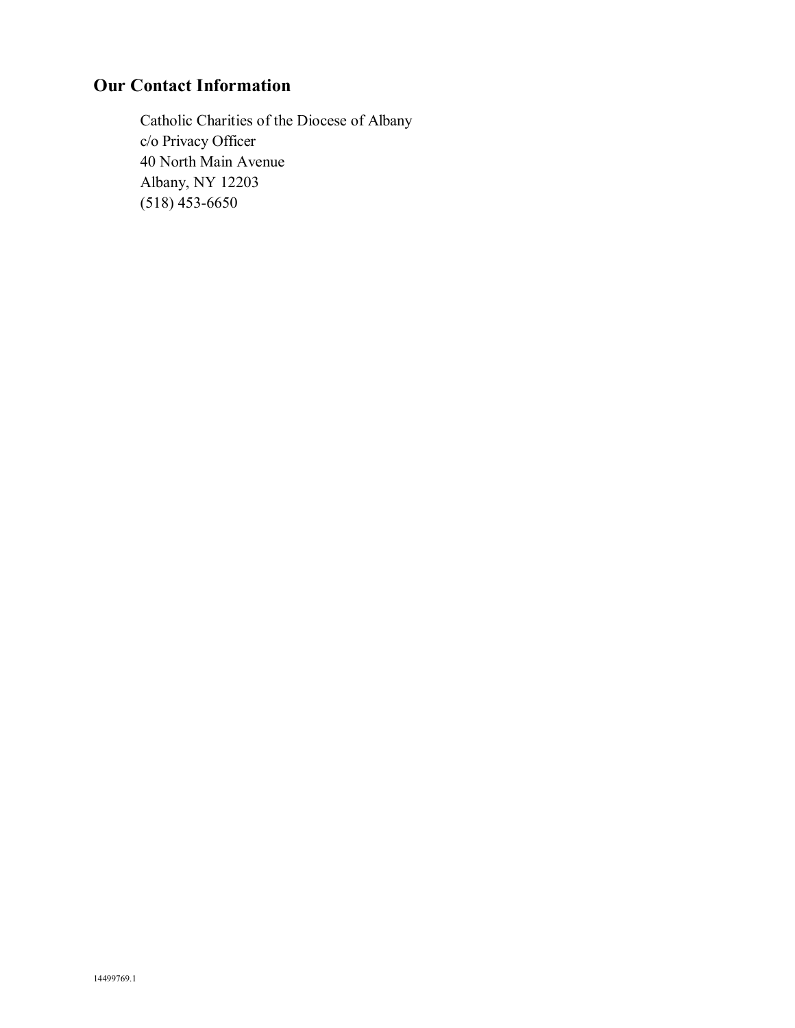## Our Contact Information

Catholic Charities of the Diocese of Albany
c/o Privacy Officer
40 North Main Avenue
Albany, NY 12203
(518) 453-6650